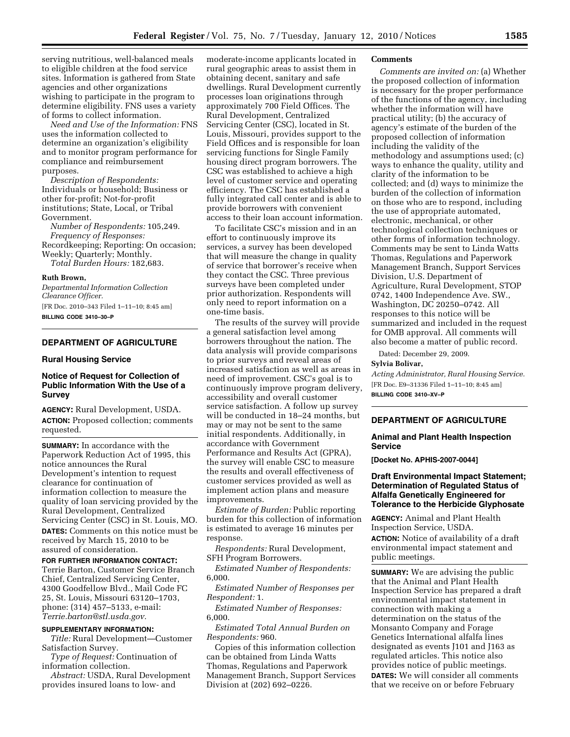serving nutritious, well-balanced meals to eligible children at the food service sites. Information is gathered from State agencies and other organizations wishing to participate in the program to determine eligibility. FNS uses a variety of forms to collect information.

*Need and Use of the Information:* FNS uses the information collected to determine an organization's eligibility and to monitor program performance for compliance and reimbursement purposes.

*Description of Respondents:* Individuals or household; Business or other for-profit; Not-for-profit institutions; State, Local, or Tribal Government.

*Number of Respondents:* 105,249.

*Frequency of Responses:* Recordkeeping; Reporting: On occasion; Weekly; Quarterly; Monthly.

*Total Burden Hours:* 182,683.

**Ruth Brown,**

*Departmental Information Collection Clearance Officer.*

[FR Doc. 2010–343 Filed 1–11–10; 8:45 am]

**BILLING CODE 3410–30–P**

---

## DEPARTMENT OF AGRICULTURE

### Rural Housing Service

### Notice of Request for Collection of Public Information With the Use of a Survey

**AGENCY:** Rural Development, USDA.

**ACTION:** Proposed collection; comments requested.

**SUMMARY:** In accordance with the Paperwork Reduction Act of 1995, this notice announces the Rural Development's intention to request clearance for continuation of information collection to measure the quality of loan servicing provided by the Rural Development, Centralized Servicing Center (CSC) in St. Louis, MO.

**DATES:** Comments on this notice must be received by March 15, 2010 to be assured of consideration.

**FOR FURTHER INFORMATION CONTACT:** Terrie Barton, Customer Service Branch Chief, Centralized Servicing Center, 4300 Goodfellow Blvd., Mail Code FC 25, St. Louis, Missouri 63120–1703, phone: (314) 457–5133, e-mail: *Terrie.barton@stl.usda.gov.*

**SUPPLEMENTARY INFORMATION:**

*Title:* Rural Development—Customer Satisfaction Survey.

*Type of Request:* Continuation of information collection.

*Abstract:* USDA, Rural Development provides insured loans to low- and moderate-income applicants located in rural geographic areas to assist them in obtaining decent, sanitary and safe dwellings. Rural Development currently processes loan originations through approximately 700 Field Offices. The Rural Development, Centralized Servicing Center (CSC), located in St. Louis, Missouri, provides support to the Field Offices and is responsible for loan servicing functions for Single Family housing direct program borrowers. The CSC was established to achieve a high level of customer service and operating efficiency. The CSC has established a fully integrated call center and is able to provide borrowers with convenient access to their loan account information.

To facilitate CSC's mission and in an effort to continuously improve its services, a survey has been developed that will measure the change in quality of service that borrower's receive when they contact the CSC. Three previous surveys have been completed under prior authorization. Respondents will only need to report information on a one-time basis.

The results of the survey will provide a general satisfaction level among borrowers throughout the nation. The data analysis will provide comparisons to prior surveys and reveal areas of increased satisfaction as well as areas in need of improvement. CSC's goal is to continuously improve program delivery, accessibility and overall customer service satisfaction. A follow up survey will be conducted in 18–24 months, but may or may not be sent to the same initial respondents. Additionally, in accordance with Government Performance and Results Act (GPRA), the survey will enable CSC to measure the results and overall effectiveness of customer services provided as well as implement action plans and measure improvements.

*Estimate of Burden:* Public reporting burden for this collection of information is estimated to average 16 minutes per response.

*Respondents:* Rural Development, SFH Program Borrowers.

*Estimated Number of Respondents:* 6,000.

*Estimated Number of Responses per Respondent:* 1.

*Estimated Number of Responses:* 6,000.

*Estimated Total Annual Burden on Respondents:* 960.

Copies of this information collection can be obtained from Linda Watts Thomas, Regulations and Paperwork Management Branch, Support Services Division at (202) 692–0226.

#### Comments

*Comments are invited on:* (a) Whether the proposed collection of information is necessary for the proper performance of the functions of the agency, including whether the information will have practical utility; (b) the accuracy of agency's estimate of the burden of the proposed collection of information including the validity of the methodology and assumptions used; (c) ways to enhance the quality, utility and clarity of the information to be collected; and (d) ways to minimize the burden of the collection of information on those who are to respond, including the use of appropriate automated, electronic, mechanical, or other technological collection techniques or other forms of information technology. Comments may be sent to Linda Watts Thomas, Regulations and Paperwork Management Branch, Support Services Division, U.S. Department of Agriculture, Rural Development, STOP 0742, 1400 Independence Ave. SW., Washington, DC 20250–0742. All responses to this notice will be summarized and included in the request for OMB approval. All comments will also become a matter of public record.

Dated: December 29, 2009.

**Sylvia Bolivar,**

*Acting Administrator, Rural Housing Service.*

[FR Doc. E9–31336 Filed 1–11–10; 8:45 am]

**BILLING CODE 3410–XV–P**

---

## DEPARTMENT OF AGRICULTURE

### Animal and Plant Health Inspection Service

**[Docket No. APHIS-2007-0044]**

### Draft Environmental Impact Statement; Determination of Regulated Status of Alfalfa Genetically Engineered for Tolerance to the Herbicide Glyphosate

**AGENCY:** Animal and Plant Health Inspection Service, USDA.

**ACTION:** Notice of availability of a draft environmental impact statement and public meetings.

**SUMMARY:** We are advising the public that the Animal and Plant Health Inspection Service has prepared a draft environmental impact statement in connection with making a determination on the status of the Monsanto Company and Forage Genetics International alfalfa lines designated as events J101 and J163 as regulated articles. This notice also provides notice of public meetings.

**DATES:** We will consider all comments that we receive on or before February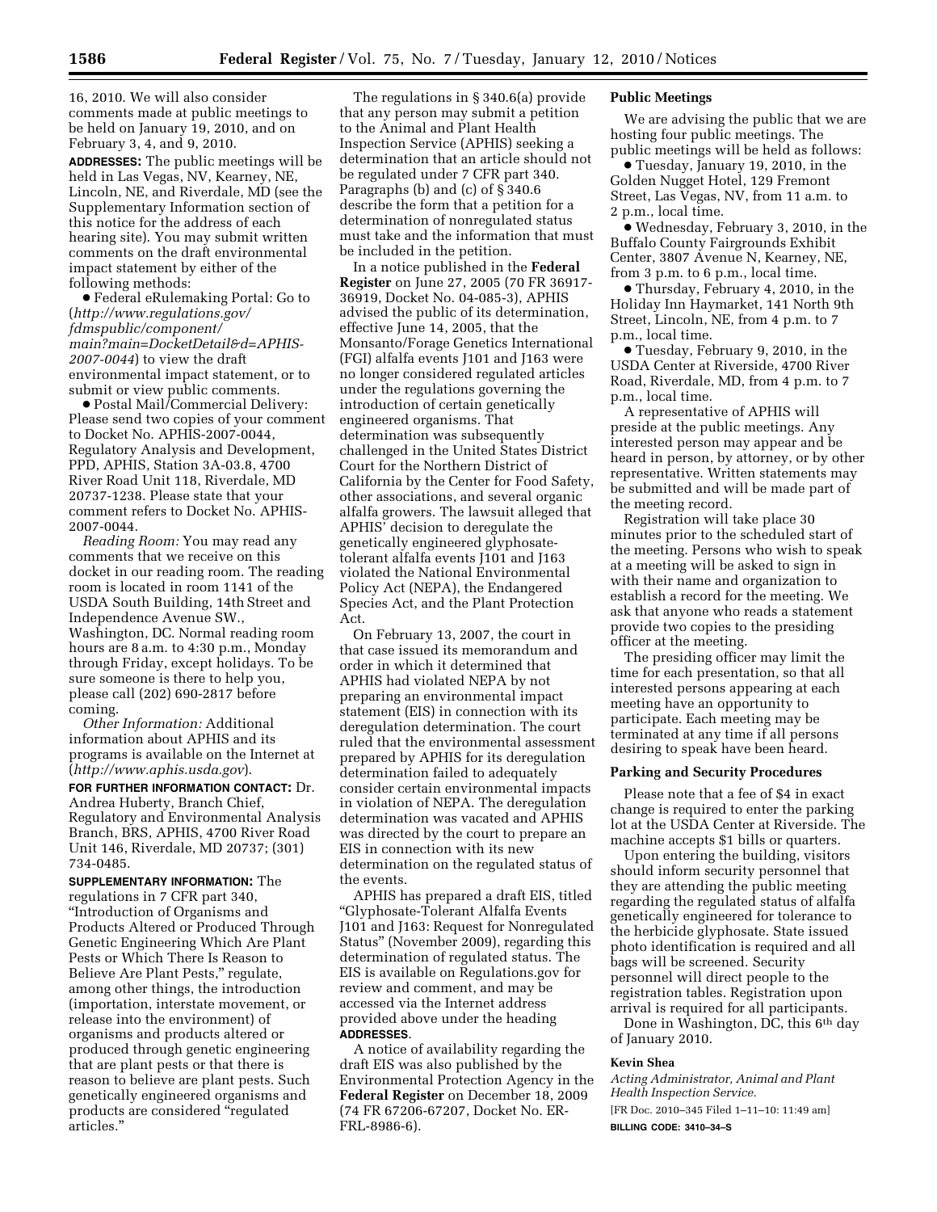16, 2010. We will also consider comments made at public meetings to be held on January 19, 2010, and on February 3, 4, and 9, 2010.

**ADDRESSES:** The public meetings will be held in Las Vegas, NV, Kearney, NE, Lincoln, NE, and Riverdale, MD (see the Supplementary Information section of this notice for the address of each hearing site). You may submit written comments on the draft environmental impact statement by either of the following methods:

- Federal eRulemaking Portal: Go to (*http://www.regulations.gov/fdmspublic/component/main?main=DocketDetail&d=APHIS-2007-0044*) to view the draft environmental impact statement, or to submit or view public comments.
- Postal Mail/Commercial Delivery: Please send two copies of your comment to Docket No. APHIS-2007-0044, Regulatory Analysis and Development, PPD, APHIS, Station 3A-03.8, 4700 River Road Unit 118, Riverdale, MD 20737-1238. Please state that your comment refers to Docket No. APHIS-2007-0044.

*Reading Room:* You may read any comments that we receive on this docket in our reading room. The reading room is located in room 1141 of the USDA South Building, 14th Street and Independence Avenue SW., Washington, DC. Normal reading room hours are 8 a.m. to 4:30 p.m., Monday through Friday, except holidays. To be sure someone is there to help you, please call (202) 690-2817 before coming.

*Other Information:* Additional information about APHIS and its programs is available on the Internet at (*http://www.aphis.usda.gov*).

**FOR FURTHER INFORMATION CONTACT:** Dr. Andrea Huberty, Branch Chief, Regulatory and Environmental Analysis Branch, BRS, APHIS, 4700 River Road Unit 146, Riverdale, MD 20737; (301) 734-0485.

**SUPPLEMENTARY INFORMATION:** The regulations in 7 CFR part 340, "Introduction of Organisms and Products Altered or Produced Through Genetic Engineering Which Are Plant Pests or Which There Is Reason to Believe Are Plant Pests," regulate, among other things, the introduction (importation, interstate movement, or release into the environment) of organisms and products altered or produced through genetic engineering that are plant pests or that there is reason to believe are plant pests. Such genetically engineered organisms and products are considered "regulated articles."

The regulations in § 340.6(a) provide that any person may submit a petition to the Animal and Plant Health Inspection Service (APHIS) seeking a determination that an article should not be regulated under 7 CFR part 340. Paragraphs (b) and (c) of § 340.6 describe the form that a petition for a determination of nonregulated status must take and the information that must be included in the petition.

In a notice published in the **Federal Register** on June 27, 2005 (70 FR 36917-36919, Docket No. 04-085-3), APHIS advised the public of its determination, effective June 14, 2005, that the Monsanto/Forage Genetics International (FGI) alfalfa events J101 and J163 were no longer considered regulated articles under the regulations governing the introduction of certain genetically engineered organisms. That determination was subsequently challenged in the United States District Court for the Northern District of California by the Center for Food Safety, other associations, and several organic alfalfa growers. The lawsuit alleged that APHIS' decision to deregulate the genetically engineered glyphosate-tolerant alfalfa events J101 and J163 violated the National Environmental Policy Act (NEPA), the Endangered Species Act, and the Plant Protection Act.

On February 13, 2007, the court in that case issued its memorandum and order in which it determined that APHIS had violated NEPA by not preparing an environmental impact statement (EIS) in connection with its deregulation determination. The court ruled that the environmental assessment prepared by APHIS for its deregulation determination failed to adequately consider certain environmental impacts in violation of NEPA. The deregulation determination was vacated and APHIS was directed by the court to prepare an EIS in connection with its new determination on the regulated status of the events.

APHIS has prepared a draft EIS, titled "Glyphosate-Tolerant Alfalfa Events J101 and J163: Request for Nonregulated Status" (November 2009), regarding this determination of regulated status. The EIS is available on Regulations.gov for review and comment, and may be accessed via the Internet address provided above under the heading **ADDRESSES**.

A notice of availability regarding the draft EIS was also published by the Environmental Protection Agency in the **Federal Register** on December 18, 2009 (74 FR 67206-67207, Docket No. ER-FRL-8986-6).

### Public Meetings

We are advising the public that we are hosting four public meetings. The public meetings will be held as follows:

- Tuesday, January 19, 2010, in the Golden Nugget Hotel, 129 Fremont Street, Las Vegas, NV, from 11 a.m. to 2 p.m., local time.
- Wednesday, February 3, 2010, in the Buffalo County Fairgrounds Exhibit Center, 3807 Avenue N, Kearney, NE, from 3 p.m. to 6 p.m., local time.
- Thursday, February 4, 2010, in the Holiday Inn Haymarket, 141 North 9th Street, Lincoln, NE, from 4 p.m. to 7 p.m., local time.
- Tuesday, February 9, 2010, in the USDA Center at Riverside, 4700 River Road, Riverdale, MD, from 4 p.m. to 7 p.m., local time.

A representative of APHIS will preside at the public meetings. Any interested person may appear and be heard in person, by attorney, or by other representative. Written statements may be submitted and will be made part of the meeting record.

Registration will take place 30 minutes prior to the scheduled start of the meeting. Persons who wish to speak at a meeting will be asked to sign in with their name and organization to establish a record for the meeting. We ask that anyone who reads a statement provide two copies to the presiding officer at the meeting.

The presiding officer may limit the time for each presentation, so that all interested persons appearing at each meeting have an opportunity to participate. Each meeting may be terminated at any time if all persons desiring to speak have been heard.

### Parking and Security Procedures

Please note that a fee of $4 in exact change is required to enter the parking lot at the USDA Center at Riverside. The machine accepts $1 bills or quarters.

Upon entering the building, visitors should inform security personnel that they are attending the public meeting regarding the regulated status of alfalfa genetically engineered for tolerance to the herbicide glyphosate. State issued photo identification is required and all bags will be screened. Security personnel will direct people to the registration tables. Registration upon arrival is required for all participants.

Done in Washington, DC, this 6th day of January 2010.

**Kevin Shea**

*Acting Administrator, Animal and Plant Health Inspection Service.*

[FR Doc. 2010–345 Filed 1–11–10: 11:49 am]

**BILLING CODE: 3410–34–S**